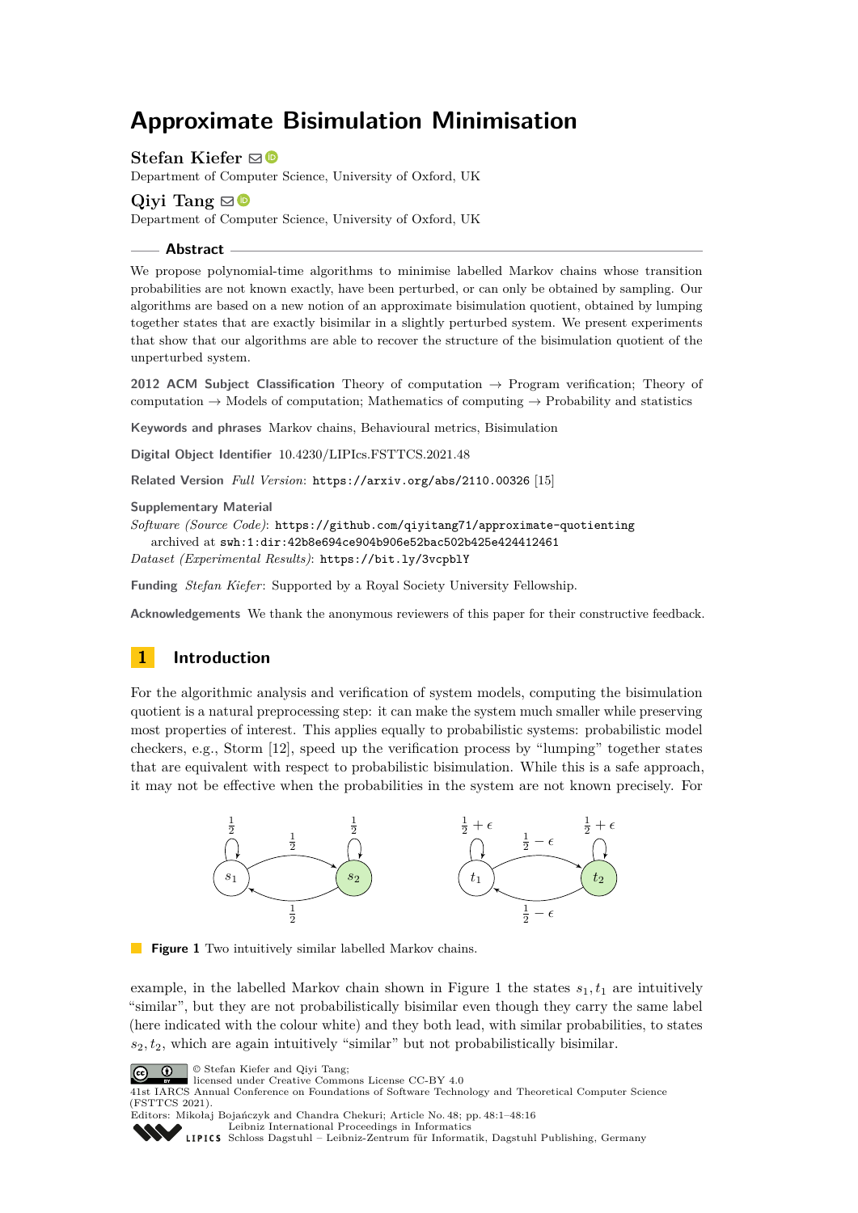# Approximate Bisimulation Minimisation

**Stefan Kiefer**
Department of Computer Science, University of Oxford, UK

**Qiyi Tang**
Department of Computer Science, University of Oxford, UK

## Abstract

We propose polynomial-time algorithms to minimise labelled Markov chains whose transition probabilities are not known exactly, have been perturbed, or can only be obtained by sampling. Our algorithms are based on a new notion of an approximate bisimulation quotient, obtained by lumping together states that are exactly bisimilar in a slightly perturbed system. We present experiments that show that our algorithms are able to recover the structure of the bisimulation quotient of the unperturbed system.

**2012 ACM Subject Classification** Theory of computation → Program verification; Theory of computation → Models of computation; Mathematics of computing → Probability and statistics

**Keywords and phrases** Markov chains, Behavioural metrics, Bisimulation

**Digital Object Identifier** 10.4230/LIPIcs.FSTTCS.2021.48

**Related Version** *Full Version*: https://arxiv.org/abs/2110.00326 [15]

**Supplementary Material**
*Software (Source Code)*: https://github.com/qiyitang71/approximate-quotienting
archived at swh:1:dir:42b8e694ce904b906e52bac502b425e424412461
*Dataset (Experimental Results)*: https://bit.ly/3vcpblY

**Funding** *Stefan Kiefer*: Supported by a Royal Society University Fellowship.

**Acknowledgements** We thank the anonymous reviewers of this paper for their constructive feedback.

## 1 Introduction

For the algorithmic analysis and verification of system models, computing the bisimulation quotient is a natural preprocessing step: it can make the system much smaller while preserving most properties of interest. This applies equally to probabilistic systems: probabilistic model checkers, e.g., Storm [12], speed up the verification process by "lumping" together states that are equivalent with respect to probabilistic bisimulation. While this is a safe approach, it may not be effective when the probabilities in the system are not known precisely. For

**Figure 1** Two intuitively similar labelled Markov chains.

example, in the labelled Markov chain shown in Figure 1 the states $s_1, t_1$ are intuitively "similar", but they are not probabilistically bisimilar even though they carry the same label (here indicated with the colour white) and they both lead, with similar probabilities, to states $s_2, t_2$, which are again intuitively "similar" but not probabilistically bisimilar.

© Stefan Kiefer and Qiyi Tang;
licensed under Creative Commons License CC-BY 4.0
41st IARCS Annual Conference on Foundations of Software Technology and Theoretical Computer Science (FSTTCS 2021).
Editors: Mikołaj Bojańczyk and Chandra Chekuri; Article No. 48; pp. 48:1–48:16
Leibniz International Proceedings in Informatics
Schloss Dagstuhl – Leibniz-Zentrum für Informatik, Dagstuhl Publishing, Germany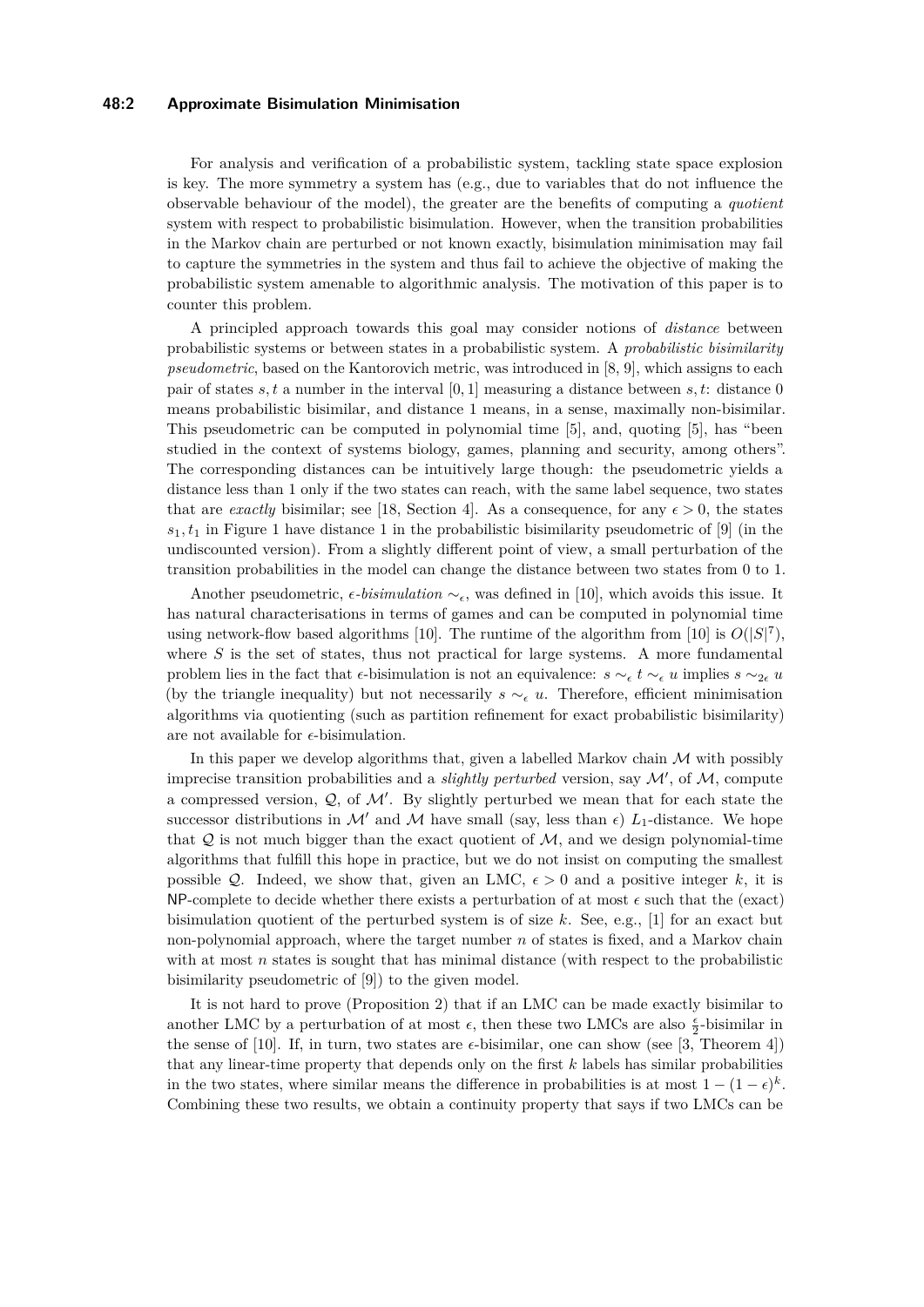For analysis and verification of a probabilistic system, tackling state space explosion is key. The more symmetry a system has (e.g., due to variables that do not influence the observable behaviour of the model), the greater are the benefits of computing a *quotient* system with respect to probabilistic bisimulation. However, when the transition probabilities in the Markov chain are perturbed or not known exactly, bisimulation minimisation may fail to capture the symmetries in the system and thus fail to achieve the objective of making the probabilistic system amenable to algorithmic analysis. The motivation of this paper is to counter this problem.

A principled approach towards this goal may consider notions of *distance* between probabilistic systems or between states in a probabilistic system. A *probabilistic bisimilarity pseudometric*, based on the Kantorovich metric, was introduced in [8, 9], which assigns to each pair of states $s, t$ a number in the interval $[0, 1]$ measuring a distance between $s, t$: distance 0 means probabilistic bisimilar, and distance 1 means, in a sense, maximally non-bisimilar. This pseudometric can be computed in polynomial time [5], and, quoting [5], has "been studied in the context of systems biology, games, planning and security, among others". The corresponding distances can be intuitively large though: the pseudometric yields a distance less than 1 only if the two states can reach, with the same label sequence, two states that are *exactly* bisimilar; see [18, Section 4]. As a consequence, for any $\epsilon > 0$, the states $s_1, t_1$ in Figure 1 have distance 1 in the probabilistic bisimilarity pseudometric of [9] (in the undiscounted version). From a slightly different point of view, a small perturbation of the transition probabilities in the model can change the distance between two states from 0 to 1.

Another pseudometric, *$\epsilon$-bisimulation* $\sim_\epsilon$, was defined in [10], which avoids this issue. It has natural characterisations in terms of games and can be computed in polynomial time using network-flow based algorithms [10]. The runtime of the algorithm from [10] is $O(|S|^7)$, where $S$ is the set of states, thus not practical for large systems. A more fundamental problem lies in the fact that $\epsilon$-bisimulation is not an equivalence: $s \sim_\epsilon t \sim_\epsilon u$ implies $s \sim_{2\epsilon} u$ (by the triangle inequality) but not necessarily $s \sim_\epsilon u$. Therefore, efficient minimisation algorithms via quotienting (such as partition refinement for exact probabilistic bisimilarity) are not available for $\epsilon$-bisimulation.

In this paper we develop algorithms that, given a labelled Markov chain $\mathcal{M}$ with possibly imprecise transition probabilities and a *slightly perturbed* version, say $\mathcal{M}'$, of $\mathcal{M}$, compute a compressed version, $\mathcal{Q}$, of $\mathcal{M}'$. By slightly perturbed we mean that for each state the successor distributions in $\mathcal{M}'$ and $\mathcal{M}$ have small (say, less than $\epsilon$) $L_1$-distance. We hope that $\mathcal{Q}$ is not much bigger than the exact quotient of $\mathcal{M}$, and we design polynomial-time algorithms that fulfill this hope in practice, but we do not insist on computing the smallest possible $\mathcal{Q}$. Indeed, we show that, given an LMC, $\epsilon > 0$ and a positive integer $k$, it is NP-complete to decide whether there exists a perturbation of at most $\epsilon$ such that the (exact) bisimulation quotient of the perturbed system is of size $k$. See, e.g., [1] for an exact but non-polynomial approach, where the target number $n$ of states is fixed, and a Markov chain with at most $n$ states is sought that has minimal distance (with respect to the probabilistic bisimilarity pseudometric of [9]) to the given model.

It is not hard to prove (Proposition 2) that if an LMC can be made exactly bisimilar to another LMC by a perturbation of at most $\epsilon$, then these two LMCs are also $\frac{\epsilon}{2}$-bisimilar in the sense of [10]. If, in turn, two states are $\epsilon$-bisimilar, one can show (see [3, Theorem 4]) that any linear-time property that depends only on the first $k$ labels has similar probabilities in the two states, where similar means the difference in probabilities is at most $1 - (1 - \epsilon)^k$. Combining these two results, we obtain a continuity property that says if two LMCs can be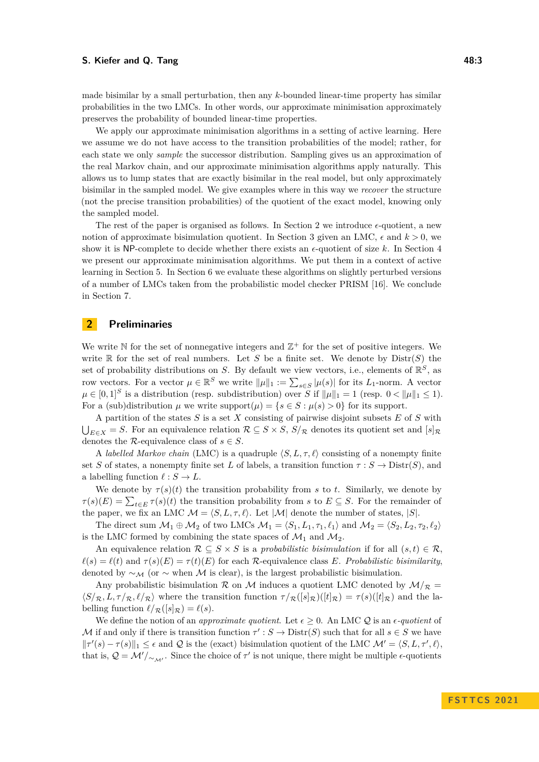made bisimilar by a small perturbation, then any $k$-bounded linear-time property has similar probabilities in the two LMCs. In other words, our approximate minimisation approximately preserves the probability of bounded linear-time properties.

We apply our approximate minimisation algorithms in a setting of active learning. Here we assume we do not have access to the transition probabilities of the model; rather, for each state we only *sample* the successor distribution. Sampling gives us an approximation of the real Markov chain, and our approximate minimisation algorithms apply naturally. This allows us to lump states that are exactly bisimilar in the real model, but only approximately bisimilar in the sampled model. We give examples where in this way we *recover* the structure (not the precise transition probabilities) of the quotient of the exact model, knowing only the sampled model.

The rest of the paper is organised as follows. In Section 2 we introduce $\epsilon$-quotient, a new notion of approximate bisimulation quotient. In Section 3 given an LMC, $\epsilon$ and $k > 0$, we show it is NP-complete to decide whether there exists an $\epsilon$-quotient of size $k$. In Section 4 we present our approximate minimisation algorithms. We put them in a context of active learning in Section 5. In Section 6 we evaluate these algorithms on slightly perturbed versions of a number of LMCs taken from the probabilistic model checker PRISM [16]. We conclude in Section 7.

## 2 Preliminaries

We write $\mathbb{N}$ for the set of nonnegative integers and $\mathbb{Z}^+$ for the set of positive integers. We write $\mathbb{R}$ for the set of real numbers. Let $S$ be a finite set. We denote by $\mathrm{Distr}(S)$ the set of probability distributions on $S$. By default we view vectors, i.e., elements of $\mathbb{R}^S$, as row vectors. For a vector $\mu \in \mathbb{R}^S$ we write $\|\mu\|_1 := \sum_{s\in S} |\mu(s)|$ for its $L_1$-norm. A vector $\mu \in [0,1]^S$ is a distribution (resp. subdistribution) over $S$ if $\|\mu\|_1 = 1$ (resp. $0 < \|\mu\|_1 \le 1$). For a (sub)distribution $\mu$ we write $\mathrm{support}(\mu) = \{s \in S : \mu(s) > 0\}$ for its support.

A partition of the states $S$ is a set $X$ consisting of pairwise disjoint subsets $E$ of $S$ with $\bigcup_{E\in X} = S$. For an equivalence relation $\mathcal{R} \subseteq S \times S$, $S/_{\mathcal{R}}$ denotes its quotient set and $[s]_{\mathcal{R}}$ denotes the $\mathcal{R}$-equivalence class of $s \in S$.

A *labelled Markov chain* (LMC) is a quadruple $\langle S, L, \tau, \ell\rangle$ consisting of a nonempty finite set $S$ of states, a nonempty finite set $L$ of labels, a transition function $\tau : S \to \mathrm{Distr}(S)$, and a labelling function $\ell : S \to L$.

We denote by $\tau(s)(t)$ the transition probability from $s$ to $t$. Similarly, we denote by $\tau(s)(E) = \sum_{t\in E} \tau(s)(t)$ the transition probability from $s$ to $E \subseteq S$. For the remainder of the paper, we fix an LMC $\mathcal{M} = \langle S, L, \tau, \ell\rangle$. Let $|\mathcal{M}|$ denote the number of states, $|S|$.

The direct sum $\mathcal{M}_1 \oplus \mathcal{M}_2$ of two LMCs $\mathcal{M}_1 = \langle S_1, L_1, \tau_1, \ell_1\rangle$ and $\mathcal{M}_2 = \langle S_2, L_2, \tau_2, \ell_2\rangle$ is the LMC formed by combining the state spaces of $\mathcal{M}_1$ and $\mathcal{M}_2$.

An equivalence relation $\mathcal{R} \subseteq S \times S$ is a *probabilistic bisimulation* if for all $(s, t) \in \mathcal{R}$, $\ell(s) = \ell(t)$ and $\tau(s)(E) = \tau(t)(E)$ for each $\mathcal{R}$-equivalence class $E$. *Probabilistic bisimilarity*, denoted by $\sim_{\mathcal{M}}$ (or $\sim$ when $\mathcal{M}$ is clear), is the largest probabilistic bisimulation.

Any probabilistic bisimulation $\mathcal{R}$ on $\mathcal{M}$ induces a quotient LMC denoted by $\mathcal{M}/_{\mathcal{R}} = \langle S/_{\mathcal{R}}, L, \tau/_{\mathcal{R}}, \ell/_{\mathcal{R}}\rangle$ where the transition function $\tau/_{\mathcal{R}}([s]_{\mathcal{R}})([t]_{\mathcal{R}}) = \tau(s)([t]_{\mathcal{R}})$ and the labelling function $\ell/_{\mathcal{R}}([s]_{\mathcal{R}}) = \ell(s)$.

We define the notion of an *approximate quotient*. Let $\epsilon \ge 0$. An LMC $\mathcal{Q}$ is an $\epsilon$-*quotient* of $\mathcal{M}$ if and only if there is transition function $\tau' : S \to \mathrm{Distr}(S)$ such that for all $s \in S$ we have $\|\tau'(s) - \tau(s)\|_1 \le \epsilon$ and $\mathcal{Q}$ is the (exact) bisimulation quotient of the LMC $\mathcal{M}' = \langle S, L, \tau', \ell\rangle$, that is, $\mathcal{Q} = \mathcal{M}'/_{\sim_{\mathcal{M}'}}$. Since the choice of $\tau'$ is not unique, there might be multiple $\epsilon$-quotients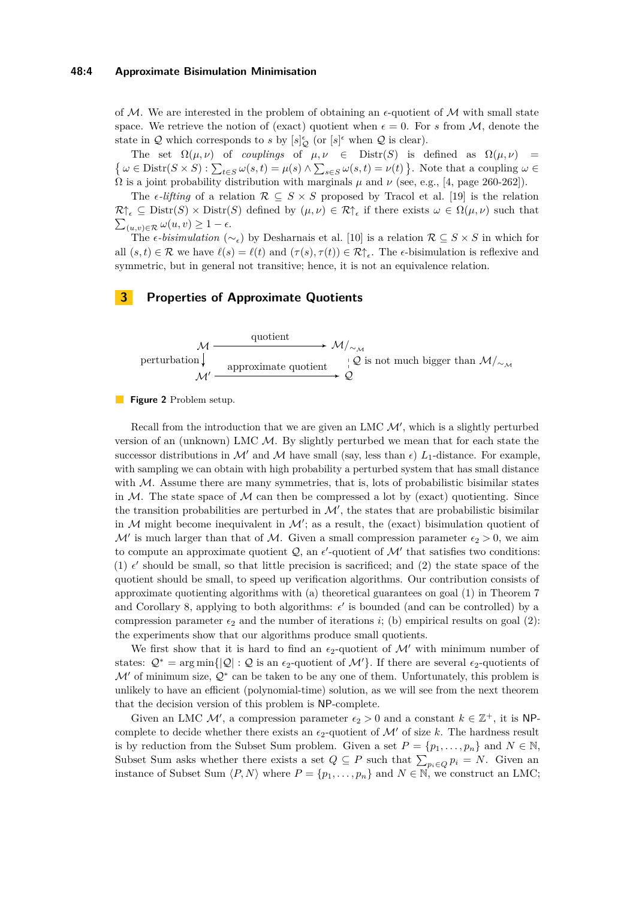of $\mathcal{M}$. We are interested in the problem of obtaining an $\epsilon$-quotient of $\mathcal{M}$ with small state space. We retrieve the notion of (exact) quotient when $\epsilon = 0$. For $s$ from $\mathcal{M}$, denote the state in $\mathcal{Q}$ which corresponds to $s$ by $[s]^{\epsilon}_{\mathcal{Q}}$ (or $[s]^{\epsilon}$ when $\mathcal{Q}$ is clear).

The set $\Omega(\mu,\nu)$ of *couplings* of $\mu,\nu \in \mathrm{Distr}(S)$ is defined as $\Omega(\mu,\nu) = \{\, \omega \in \mathrm{Distr}(S \times S) : \sum_{t\in S} \omega(s,t) = \mu(s) \wedge \sum_{s \in S} \omega(s,t) = \nu(t) \,\}$. Note that a coupling $\omega \in \Omega$ is a joint probability distribution with marginals $\mu$ and $\nu$ (see, e.g., [4, page 260-262]).

The *$\epsilon$-lifting* of a relation $\mathcal{R} \subseteq S \times S$ proposed by Tracol et al. [19] is the relation $\mathcal{R}\!\uparrow_{\epsilon} \subseteq \mathrm{Distr}(S) \times \mathrm{Distr}(S)$ defined by $(\mu,\nu) \in \mathcal{R}\!\uparrow_{\epsilon}$ if there exists $\omega \in \Omega(\mu,\nu)$ such that $\sum_{(u,v)\in\mathcal{R}} \omega(u,v) \geq 1-\epsilon$.

The *$\epsilon$-bisimulation* ($\sim_{\epsilon}$) by Desharnais et al. [10] is a relation $\mathcal{R} \subseteq S \times S$ in which for all $(s,t) \in \mathcal{R}$ we have $\ell(s) = \ell(t)$ and $(\tau(s),\tau(t)) \in \mathcal{R}\!\uparrow_{\epsilon}$. The $\epsilon$-bisimulation is reflexive and symmetric, but in general not transitive; hence, it is not an equivalence relation.

# 3 Properties of Approximate Quotients

$$
\begin{array}{ccc}
\mathcal{M} & \xrightarrow{\text{quotient}} & \mathcal{M}/_{\sim_{\mathcal{M}}} \\
\text{perturbation}\downarrow & & \vdots\ \mathcal{Q} \text{ is not much bigger than } \mathcal{M}/_{\sim_{\mathcal{M}}} \\
\mathcal{M}' & \xrightarrow{\text{approximate quotient}} & \mathcal{Q}
\end{array}
$$

**Figure 2** Problem setup.

Recall from the introduction that we are given an LMC $\mathcal{M}'$, which is a slightly perturbed version of an (unknown) LMC $\mathcal{M}$. By slightly perturbed we mean that for each state the successor distributions in $\mathcal{M}'$ and $\mathcal{M}$ have small (say, less than $\epsilon$) $L_1$-distance. For example, with sampling we can obtain with high probability a perturbed system that has small distance with $\mathcal{M}$. Assume there are many symmetries, that is, lots of probabilistic bisimilar states in $\mathcal{M}$. The state space of $\mathcal{M}$ can then be compressed a lot by (exact) quotienting. Since the transition probabilities are perturbed in $\mathcal{M}'$, the states that are probabilistic bisimilar in $\mathcal{M}$ might become inequivalent in $\mathcal{M}'$; as a result, the (exact) bisimulation quotient of $\mathcal{M}'$ is much larger than that of $\mathcal{M}$. Given a small compression parameter $\epsilon_2 > 0$, we aim to compute an approximate quotient $\mathcal{Q}$, an $\epsilon'$-quotient of $\mathcal{M}'$ that satisfies two conditions: (1) $\epsilon'$ should be small, so that little precision is sacrificed; and (2) the state space of the quotient should be small, to speed up verification algorithms. Our contribution consists of approximate quotienting algorithms with (a) theoretical guarantees on goal (1) in Theorem 7 and Corollary 8, applying to both algorithms: $\epsilon'$ is bounded (and can be controlled) by a compression parameter $\epsilon_2$ and the number of iterations $i$; (b) empirical results on goal (2): the experiments show that our algorithms produce small quotients.

We first show that it is hard to find an $\epsilon_2$-quotient of $\mathcal{M}'$ with minimum number of states: $\mathcal{Q}^* = \arg\min\{|\mathcal{Q}| : \mathcal{Q} \text{ is an } \epsilon_2\text{-quotient of } \mathcal{M}'\}$. If there are several $\epsilon_2$-quotients of $\mathcal{M}'$ of minimum size, $\mathcal{Q}^*$ can be taken to be any one of them. Unfortunately, this problem is unlikely to have an efficient (polynomial-time) solution, as we will see from the next theorem that the decision version of this problem is NP-complete.

Given an LMC $\mathcal{M}'$, a compression parameter $\epsilon_2 > 0$ and a constant $k \in \mathbb{Z}^+$, it is NP-complete to decide whether there exists an $\epsilon_2$-quotient of $\mathcal{M}'$ of size $k$. The hardness result is by reduction from the Subset Sum problem. Given a set $P = \{p_1, \ldots, p_n\}$ and $N \in \mathbb{N}$, Subset Sum asks whether there exists a set $Q \subseteq P$ such that $\sum_{p_i \in Q} p_i = N$. Given an instance of Subset Sum $\langle P, N\rangle$ where $P = \{p_1, \ldots, p_n\}$ and $N \in \mathbb{N}$, we construct an LMC;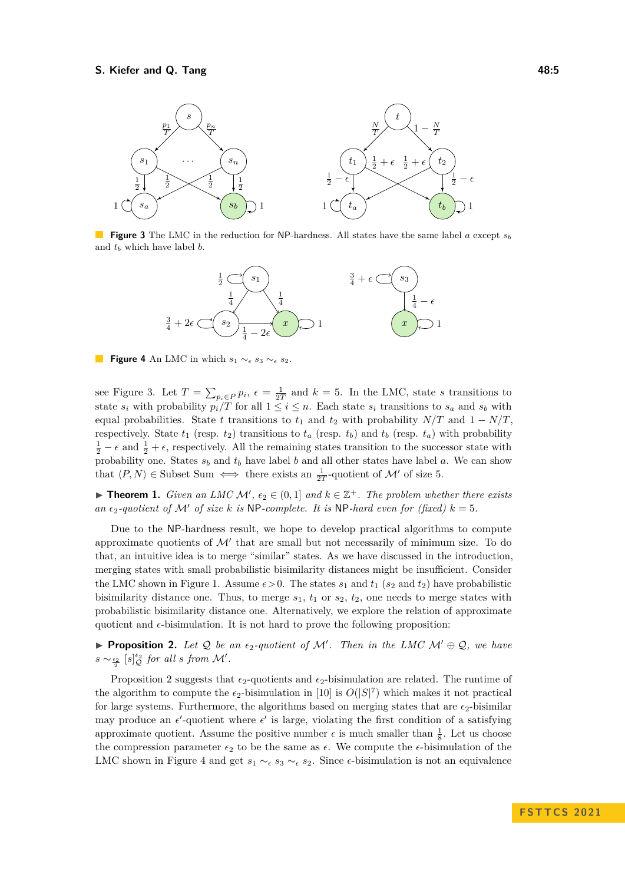**Figure 3** The LMC in the reduction for NP-hardness. All states have the same label $a$ except $s_b$ and $t_b$ which have label $b$.

**Figure 4** An LMC in which $s_1 \sim_\epsilon s_3 \sim_\epsilon s_2$.

see Figure 3. Let $T = \sum_{p_i \in P} p_i$, $\epsilon = \frac{1}{2T}$ and $k = 5$. In the LMC, state $s$ transitions to state $s_i$ with probability $p_i/T$ for all $1 \leq i \leq n$. Each state $s_i$ transitions to $s_a$ and $s_b$ with equal probabilities. State $t$ transitions to $t_1$ and $t_2$ with probability $N/T$ and $1 - N/T$, respectively. State $t_1$ (resp. $t_2$) transitions to $t_a$ (resp. $t_b$) and $t_b$ (resp. $t_a$) with probability $\frac{1}{2} - \epsilon$ and $\frac{1}{2} + \epsilon$, respectively. All the remaining states transition to the successor state with probability one. States $s_b$ and $t_b$ have label $b$ and all other states have label $a$. We can show that $\langle P, N \rangle \in$ Subset Sum $\iff$ there exists an $\frac{1}{2T}$-quotient of $\mathcal{M}'$ of size 5.

▶ **Theorem 1.** *Given an LMC $\mathcal{M}'$, $\epsilon_2 \in (0, 1]$ and $k \in \mathbb{Z}^+$. The problem whether there exists an $\epsilon_2$-quotient of $\mathcal{M}'$ of size $k$ is* NP*-complete. It is* NP*-hard even for (fixed) $k = 5$.*

Due to the NP-hardness result, we hope to develop practical algorithms to compute approximate quotients of $\mathcal{M}'$ that are small but not necessarily of minimum size. To do that, an intuitive idea is to merge "similar" states. As we have discussed in the introduction, merging states with small probabilistic bisimilarity distances might be insufficient. Consider the LMC shown in Figure 1. Assume $\epsilon > 0$. The states $s_1$ and $t_1$ ($s_2$ and $t_2$) have probabilistic bisimilarity distance one. Thus, to merge $s_1$, $t_1$ or $s_2$, $t_2$, one needs to merge states with probabilistic bisimilarity distance one. Alternatively, we explore the relation of approximate quotient and $\epsilon$-bisimulation. It is not hard to prove the following proposition:

▶ **Proposition 2.** *Let $\mathcal{Q}$ be an $\epsilon_2$-quotient of $\mathcal{M}'$. Then in the LMC $\mathcal{M}' \oplus \mathcal{Q}$, we have $s \sim_{\frac{\epsilon_2}{2}} [s]_{\mathcal{Q}}^{\epsilon_2}$ for all $s$ from $\mathcal{M}'$.*

Proposition 2 suggests that $\epsilon_2$-quotients and $\epsilon_2$-bisimulation are related. The runtime of the algorithm to compute the $\epsilon_2$-bisimulation in [10] is $O(|S|^7)$ which makes it not practical for large systems. Furthermore, the algorithms based on merging states that are $\epsilon_2$-bisimilar may produce an $\epsilon'$-quotient where $\epsilon'$ is large, violating the first condition of a satisfying approximate quotient. Assume the positive number $\epsilon$ is much smaller than $\frac{1}{8}$. Let us choose the compression parameter $\epsilon_2$ to be the same as $\epsilon$. We compute the $\epsilon$-bisimulation of the LMC shown in Figure 4 and get $s_1 \sim_\epsilon s_3 \sim_\epsilon s_2$. Since $\epsilon$-bisimulation is not an equivalence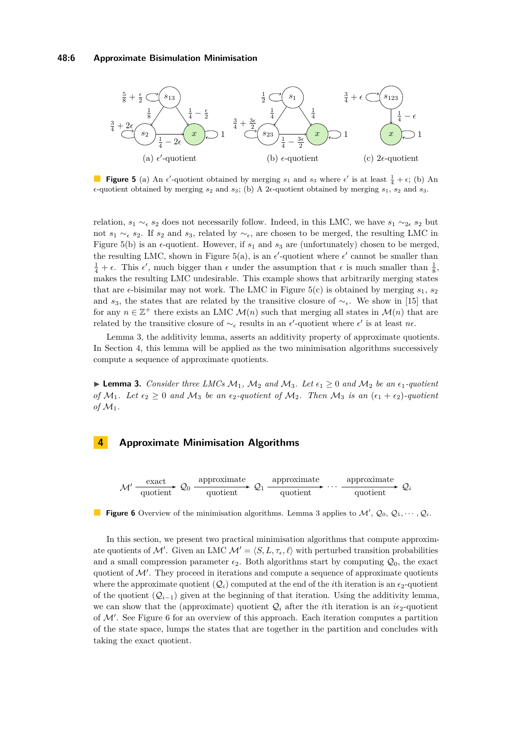(a) $\epsilon'$-quotient (b) $\epsilon$-quotient (c) $2\epsilon$-quotient

**Figure 5** (a) An $\epsilon'$-quotient obtained by merging $s_1$ and $s_3$ where $\epsilon'$ is at least $\frac{1}{4}+\epsilon$; (b) An $\epsilon$-quotient obtained by merging $s_2$ and $s_3$; (b) A $2\epsilon$-quotient obtained by merging $s_1$, $s_2$ and $s_3$.

relation, $s_1 \sim_\epsilon s_2$ does not necessarily follow. Indeed, in this LMC, we have $s_1 \sim_{2\epsilon} s_2$ but not $s_1 \sim_\epsilon s_2$. If $s_2$ and $s_3$, related by $\sim_\epsilon$, are chosen to be merged, the resulting LMC in Figure 5(b) is an $\epsilon$-quotient. However, if $s_1$ and $s_3$ are (unfortunately) chosen to be merged, the resulting LMC, shown in Figure 5(a), is an $\epsilon'$-quotient where $\epsilon'$ cannot be smaller than $\frac{1}{4}+\epsilon$. This $\epsilon'$, much bigger than $\epsilon$ under the assumption that $\epsilon$ is much smaller than $\frac{1}{8}$, makes the resulting LMC undesirable. This example shows that arbitrarily merging states that are $\epsilon$-bisimilar may not work. The LMC in Figure 5(c) is obtained by merging $s_1$, $s_2$ and $s_3$, the states that are related by the transitive closure of $\sim_\epsilon$. We show in [15] that for any $n \in \mathbb{Z}^+$ there exists an LMC $\mathcal{M}(n)$ such that merging all states in $\mathcal{M}(n)$ that are related by the transitive closure of $\sim_\epsilon$ results in an $\epsilon'$-quotient where $\epsilon'$ is at least $n\epsilon$.

Lemma 3, the additivity lemma, asserts an additivity property of approximate quotients. In Section 4, this lemma will be applied as the two minimisation algorithms successively compute a sequence of approximate quotients.

▶ **Lemma 3.** *Consider three LMCs $\mathcal{M}_1$, $\mathcal{M}_2$ and $\mathcal{M}_3$. Let $\epsilon_1 \geq 0$ and $\mathcal{M}_2$ be an $\epsilon_1$-quotient of $\mathcal{M}_1$. Let $\epsilon_2 \geq 0$ and $\mathcal{M}_3$ be an $\epsilon_2$-quotient of $\mathcal{M}_2$. Then $\mathcal{M}_3$ is an $(\epsilon_1+\epsilon_2)$-quotient of $\mathcal{M}_1$.*

# 4 Approximate Minimisation Algorithms

$$\mathcal{M}' \xrightarrow[\text{quotient}]{\text{exact}} \mathcal{Q}_0 \xrightarrow[\text{quotient}]{\text{approximate}} \mathcal{Q}_1 \xrightarrow[\text{quotient}]{\text{approximate}} \cdots \xrightarrow[\text{quotient}]{\text{approximate}} \mathcal{Q}_i$$

**Figure 6** Overview of the minimisation algorithms. Lemma 3 applies to $\mathcal{M}'$, $\mathcal{Q}_0$, $\mathcal{Q}_1, \cdots, \mathcal{Q}_i$.

In this section, we present two practical minimisation algorithms that compute approximate quotients of $\mathcal{M}'$. Given an LMC $\mathcal{M}' = \langle S, L, \tau_\epsilon, \ell \rangle$ with perturbed transition probabilities and a small compression parameter $\epsilon_2$. Both algorithms start by computing $\mathcal{Q}_0$, the exact quotient of $\mathcal{M}'$. They proceed in iterations and compute a sequence of approximate quotients where the approximate quotient ($\mathcal{Q}_i$) computed at the end of the $i$th iteration is an $\epsilon_2$-quotient of the quotient ($\mathcal{Q}_{i-1}$) given at the beginning of that iteration. Using the additivity lemma, we can show that the (approximate) quotient $\mathcal{Q}_i$ after the $i$th iteration is an $i\epsilon_2$-quotient of $\mathcal{M}'$. See Figure 6 for an overview of this approach. Each iteration computes a partition of the state space, lumps the states that are together in the partition and concludes with taking the exact quotient.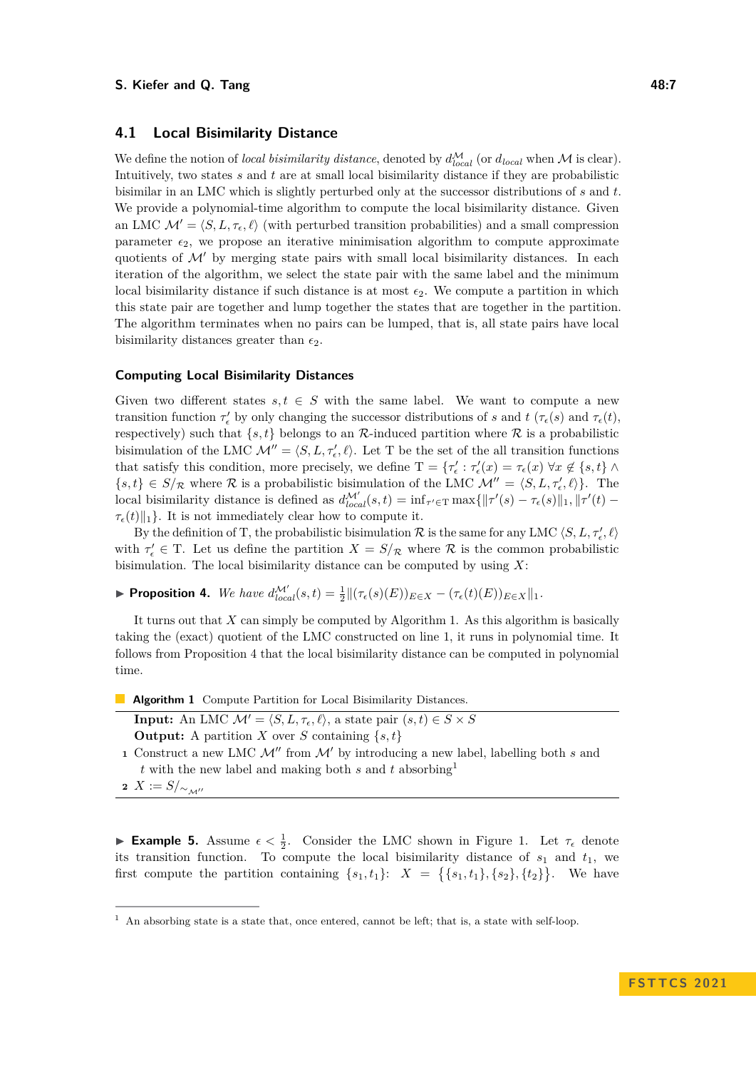## 4.1 Local Bisimilarity Distance

We define the notion of *local bisimilarity distance*, denoted by $d^{\mathcal{M}}_{local}$ (or $d_{local}$ when $\mathcal{M}$ is clear). Intuitively, two states $s$ and $t$ are at small local bisimilarity distance if they are probabilistic bisimilar in an LMC which is slightly perturbed only at the successor distributions of $s$ and $t$. We provide a polynomial-time algorithm to compute the local bisimilarity distance. Given an LMC $\mathcal{M}' = \langle S, L, \tau_\epsilon, \ell \rangle$ (with perturbed transition probabilities) and a small compression parameter $\epsilon_2$, we propose an iterative minimisation algorithm to compute approximate quotients of $\mathcal{M}'$ by merging state pairs with small local bisimilarity distances. In each iteration of the algorithm, we select the state pair with the same label and the minimum local bisimilarity distance if such distance is at most $\epsilon_2$. We compute a partition in which this state pair are together and lump together the states that are together in the partition. The algorithm terminates when no pairs can be lumped, that is, all state pairs have local bisimilarity distances greater than $\epsilon_2$.

### Computing Local Bisimilarity Distances

Given two different states $s, t \in S$ with the same label. We want to compute a new transition function $\tau'_\epsilon$ by only changing the successor distributions of $s$ and $t$ ($\tau_\epsilon(s)$ and $\tau_\epsilon(t)$, respectively) such that $\{s,t\}$ belongs to an $\mathcal{R}$-induced partition where $\mathcal{R}$ is a probabilistic bisimulation of the LMC $\mathcal{M}'' = \langle S, L, \tau'_\epsilon, \ell \rangle$. Let $\mathrm{T}$ be the set of the all transition functions that satisfy this condition, more precisely, we define $\mathrm{T} = \{\tau'_\epsilon : \tau'_\epsilon(x) = \tau_\epsilon(x)\ \forall x \notin \{s,t\} \wedge \{s,t\} \in S/_{\mathcal{R}}$ where $\mathcal{R}$ is a probabilistic bisimulation of the LMC $\mathcal{M}'' = \langle S, L, \tau'_\epsilon, \ell \rangle\}$. The local bisimilarity distance is defined as $d^{\mathcal{M}'}_{local}(s,t) = \inf_{\tau' \in \mathrm{T}} \max\{\|\tau'(s) - \tau_\epsilon(s)\|_1, \|\tau'(t) - \tau_\epsilon(t)\|_1\}$. It is not immediately clear how to compute it.

By the definition of $\mathrm{T}$, the probabilistic bisimulation $\mathcal{R}$ is the same for any LMC $\langle S, L, \tau'_\epsilon, \ell \rangle$ with $\tau'_\epsilon \in \mathrm{T}$. Let us define the partition $X = S/_{\mathcal{R}}$ where $\mathcal{R}$ is the common probabilistic bisimulation. The local bisimilarity distance can be computed by using $X$:

▶ **Proposition 4.** *We have* $d^{\mathcal{M}'}_{local}(s,t) = \frac{1}{2}\|(\tau_\epsilon(s)(E))_{E \in X} - (\tau_\epsilon(t)(E))_{E \in X}\|_1$.

It turns out that $X$ can simply be computed by Algorithm 1. As this algorithm is basically taking the (exact) quotient of the LMC constructed on line 1, it runs in polynomial time. It follows from Proposition 4 that the local bisimilarity distance can be computed in polynomial time.

**Algorithm 1** Compute Partition for Local Bisimilarity Distances.

**Input:** An LMC $\mathcal{M}' = \langle S, L, \tau_\epsilon, \ell \rangle$, a state pair $(s,t) \in S \times S$
**Output:** A partition $X$ over $S$ containing $\{s,t\}$

1. Construct a new LMC $\mathcal{M}''$ from $\mathcal{M}'$ by introducing a new label, labelling both $s$ and $t$ with the new label and making both $s$ and $t$ absorbing[1]
2. $X := S/_{\sim_{\mathcal{M}''}}$

▶ **Example 5.** Assume $\epsilon < \frac{1}{2}$. Consider the LMC shown in Figure 1. Let $\tau_\epsilon$ denote its transition function. To compute the local bisimilarity distance of $s_1$ and $t_1$, we first compute the partition containing $\{s_1, t_1\}$: $X = \{\{s_1,t_1\},\{s_2\},\{t_2\}\}$. We have

[1] An absorbing state is a state that, once entered, cannot be left; that is, a state with self-loop.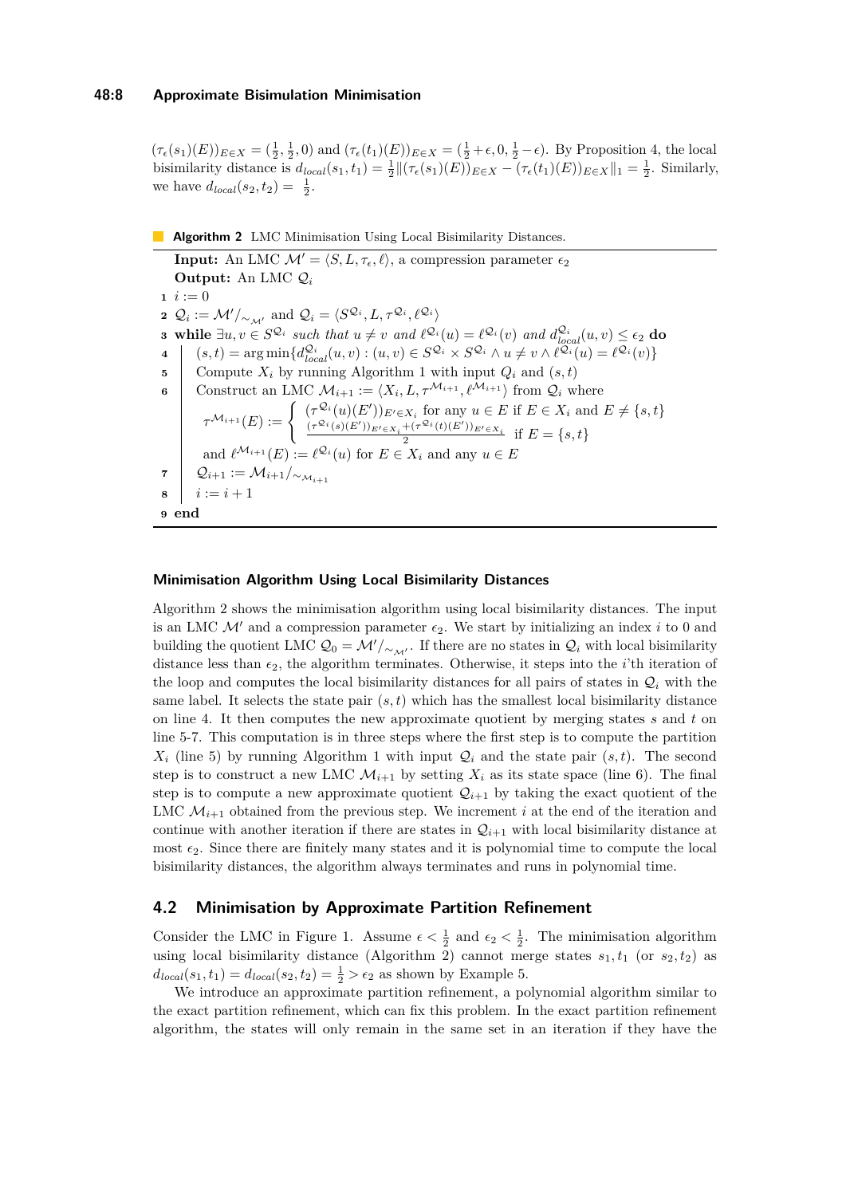$(\tau_\epsilon(s_1)(E))_{E\in X} = (\frac{1}{2}, \frac{1}{2}, 0)$ and $(\tau_\epsilon(t_1)(E))_{E\in X} = (\frac{1}{2}+\epsilon, 0, \frac{1}{2}-\epsilon)$. By Proposition 4, the local bisimilarity distance is $d_{local}(s_1, t_1) = \frac{1}{2}\|(\tau_\epsilon(s_1)(E))_{E\in X} - (\tau_\epsilon(t_1)(E))_{E\in X}\|_1 = \frac{1}{2}$. Similarly, we have $d_{local}(s_2, t_2) = \frac{1}{2}$.

**Algorithm 2** LMC Minimisation Using Local Bisimilarity Distances.

**Input:** An LMC $\mathcal{M}' = \langle S, L, \tau_\epsilon, \ell\rangle$, a compression parameter $\epsilon_2$
**Output:** An LMC $\mathcal{Q}_i$

```
1 i := 0
2 Q_i := M'/~_{M'} and Q_i = ⟨S^{Q_i}, L, τ^{Q_i}, ℓ^{Q_i}⟩
3 while ∃u, v ∈ S^{Q_i} such that u ≠ v and ℓ^{Q_i}(u) = ℓ^{Q_i}(v) and d^{Q_i}_{local}(u, v) ≤ ε_2 do
4 |   (s, t) = arg min{d^{Q_i}_{local}(u, v) : (u, v) ∈ S^{Q_i} × S^{Q_i} ∧ u ≠ v ∧ ℓ^{Q_i}(u) = ℓ^{Q_i}(v)}
5 |   Compute X_i by running Algorithm 1 with input Q_i and (s, t)
6 |   Construct an LMC M_{i+1} := ⟨X_i, L, τ^{M_{i+1}}, ℓ^{M_{i+1}}⟩ from Q_i where
  |     τ^{M_{i+1}}(E) := (τ^{Q_i}(u)(E'))_{E'∈X_i}  for any u ∈ E if E ∈ X_i and E ≠ {s, t}
  |                       ((τ^{Q_i}(s)(E'))_{E'∈X_i} + (τ^{Q_i}(t)(E'))_{E'∈X_i}) / 2  if E = {s, t}
  |   and ℓ^{M_{i+1}}(E) := ℓ^{Q_i}(u) for E ∈ X_i and any u ∈ E
7 |   Q_{i+1} := M_{i+1}/~_{M_{i+1}}
8 |   i := i + 1
9 end
```

Line 6 in mathematical notation:

$$\tau^{\mathcal{M}_{i+1}}(E) := \begin{cases} (\tau^{\mathcal{Q}_i}(u)(E'))_{E'\in X_i} \text{ for any } u \in E & \text{if } E \in X_i \text{ and } E \neq \{s,t\} \\ \frac{(\tau^{\mathcal{Q}_i}(s)(E'))_{E'\in X_i} + (\tau^{\mathcal{Q}_i}(t)(E'))_{E'\in X_i}}{2} & \text{if } E = \{s,t\} \end{cases}$$

#### Minimisation Algorithm Using Local Bisimilarity Distances

Algorithm 2 shows the minimisation algorithm using local bisimilarity distances. The input is an LMC $\mathcal{M}'$ and a compression parameter $\epsilon_2$. We start by initializing an index $i$ to 0 and building the quotient LMC $\mathcal{Q}_0 = \mathcal{M}'/_{\sim_{\mathcal{M}'}}$. If there are no states in $\mathcal{Q}_i$ with local bisimilarity distance less than $\epsilon_2$, the algorithm terminates. Otherwise, it steps into the $i$'th iteration of the loop and computes the local bisimilarity distances for all pairs of states in $\mathcal{Q}_i$ with the same label. It selects the state pair $(s, t)$ which has the smallest local bisimilarity distance on line 4. It then computes the new approximate quotient by merging states $s$ and $t$ on line 5-7. This computation is in three steps where the first step is to compute the partition $X_i$ (line 5) by running Algorithm 1 with input $\mathcal{Q}_i$ and the state pair $(s, t)$. The second step is to construct a new LMC $\mathcal{M}_{i+1}$ by setting $X_i$ as its state space (line 6). The final step is to compute a new approximate quotient $\mathcal{Q}_{i+1}$ by taking the exact quotient of the LMC $\mathcal{M}_{i+1}$ obtained from the previous step. We increment $i$ at the end of the iteration and continue with another iteration if there are states in $\mathcal{Q}_{i+1}$ with local bisimilarity distance at most $\epsilon_2$. Since there are finitely many states and it is polynomial time to compute the local bisimilarity distances, the algorithm always terminates and runs in polynomial time.

## 4.2 Minimisation by Approximate Partition Refinement

Consider the LMC in Figure 1. Assume $\epsilon < \frac{1}{2}$ and $\epsilon_2 < \frac{1}{2}$. The minimisation algorithm using local bisimilarity distance (Algorithm 2) cannot merge states $s_1, t_1$ (or $s_2, t_2$) as $d_{local}(s_1, t_1) = d_{local}(s_2, t_2) = \frac{1}{2} > \epsilon_2$ as shown by Example 5.

We introduce an approximate partition refinement, a polynomial algorithm similar to the exact partition refinement, which can fix this problem. In the exact partition refinement algorithm, the states will only remain in the same set in an iteration if they have the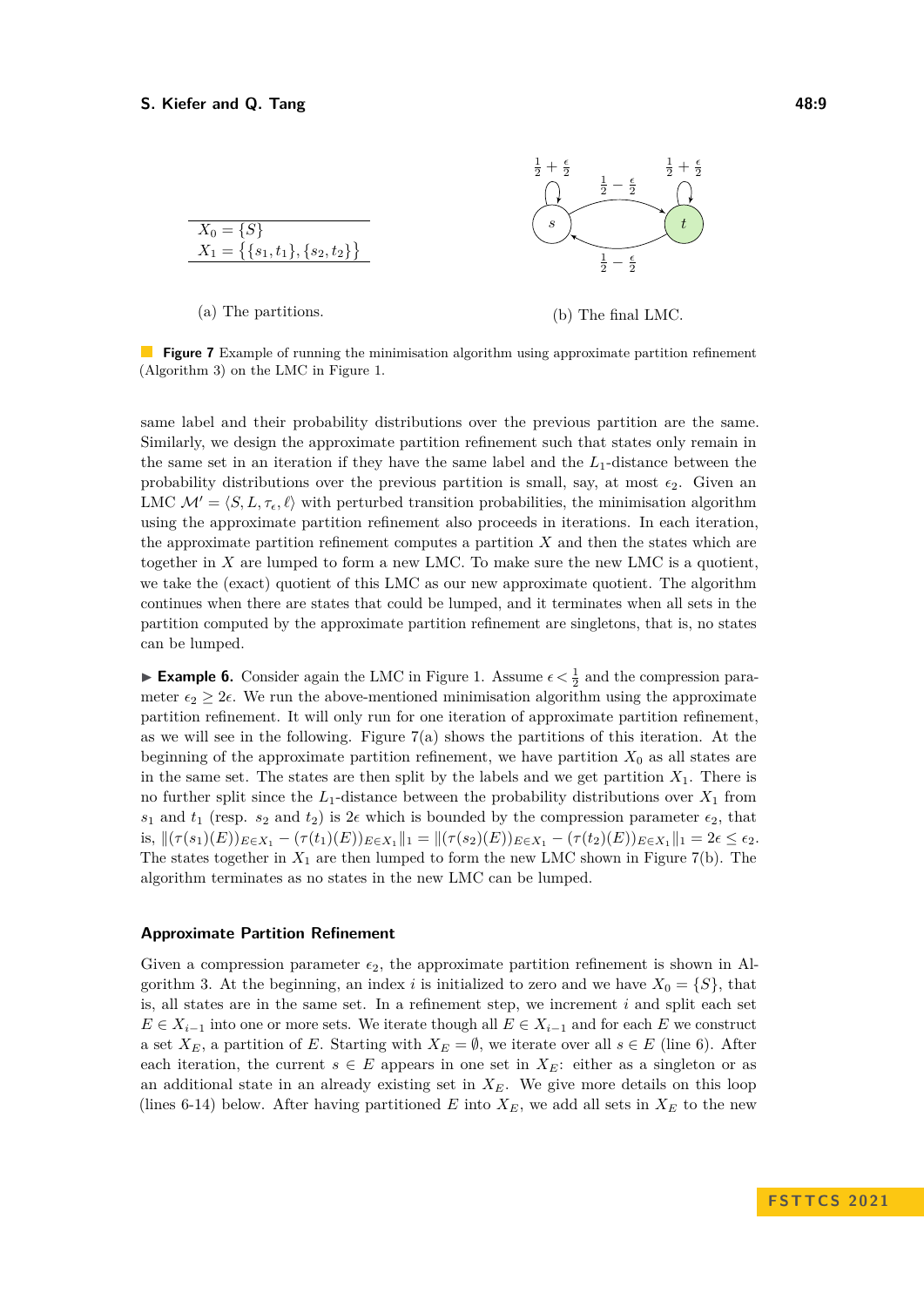| $X_0 = \{S\}$ |
|---|
| $X_1 = \{\{s_1, t_1\}, \{s_2, t_2\}\}$ |

(a) The partitions.

(b) The final LMC.

**Figure 7** Example of running the minimisation algorithm using approximate partition refinement (Algorithm 3) on the LMC in Figure 1.

same label and their probability distributions over the previous partition are the same. Similarly, we design the approximate partition refinement such that states only remain in the same set in an iteration if they have the same label and the $L_1$-distance between the probability distributions over the previous partition is small, say, at most $\epsilon_2$. Given an LMC $\mathcal{M}' = \langle S, L, \tau_\epsilon, \ell \rangle$ with perturbed transition probabilities, the minimisation algorithm using the approximate partition refinement also proceeds in iterations. In each iteration, the approximate partition refinement computes a partition $X$ and then the states which are together in $X$ are lumped to form a new LMC. To make sure the new LMC is a quotient, we take the (exact) quotient of this LMC as our new approximate quotient. The algorithm continues when there are states that could be lumped, and it terminates when all sets in the partition computed by the approximate partition refinement are singletons, that is, no states can be lumped.

▶ **Example 6.** Consider again the LMC in Figure 1. Assume $\epsilon < \frac{1}{2}$ and the compression parameter $\epsilon_2 \geq 2\epsilon$. We run the above-mentioned minimisation algorithm using the approximate partition refinement. It will only run for one iteration of approximate partition refinement, as we will see in the following. Figure 7(a) shows the partitions of this iteration. At the beginning of the approximate partition refinement, we have partition $X_0$ as all states are in the same set. The states are then split by the labels and we get partition $X_1$. There is no further split since the $L_1$-distance between the probability distributions over $X_1$ from $s_1$ and $t_1$ (resp. $s_2$ and $t_2$) is $2\epsilon$ which is bounded by the compression parameter $\epsilon_2$, that is, $\|(\tau(s_1)(E))_{E \in X_1} - (\tau(t_1)(E))_{E \in X_1}\|_1 = \|(\tau(s_2)(E))_{E \in X_1} - (\tau(t_2)(E))_{E \in X_1}\|_1 = 2\epsilon \leq \epsilon_2$. The states together in $X_1$ are then lumped to form the new LMC shown in Figure 7(b). The algorithm terminates as no states in the new LMC can be lumped.

### Approximate Partition Refinement

Given a compression parameter $\epsilon_2$, the approximate partition refinement is shown in Algorithm 3. At the beginning, an index $i$ is initialized to zero and we have $X_0 = \{S\}$, that is, all states are in the same set. In a refinement step, we increment $i$ and split each set $E \in X_{i-1}$ into one or more sets. We iterate though all $E \in X_{i-1}$ and for each $E$ we construct a set $X_E$, a partition of $E$. Starting with $X_E = \emptyset$, we iterate over all $s \in E$ (line 6). After each iteration, the current $s \in E$ appears in one set in $X_E$: either as a singleton or as an additional state in an already existing set in $X_E$. We give more details on this loop (lines 6-14) below. After having partitioned $E$ into $X_E$, we add all sets in $X_E$ to the new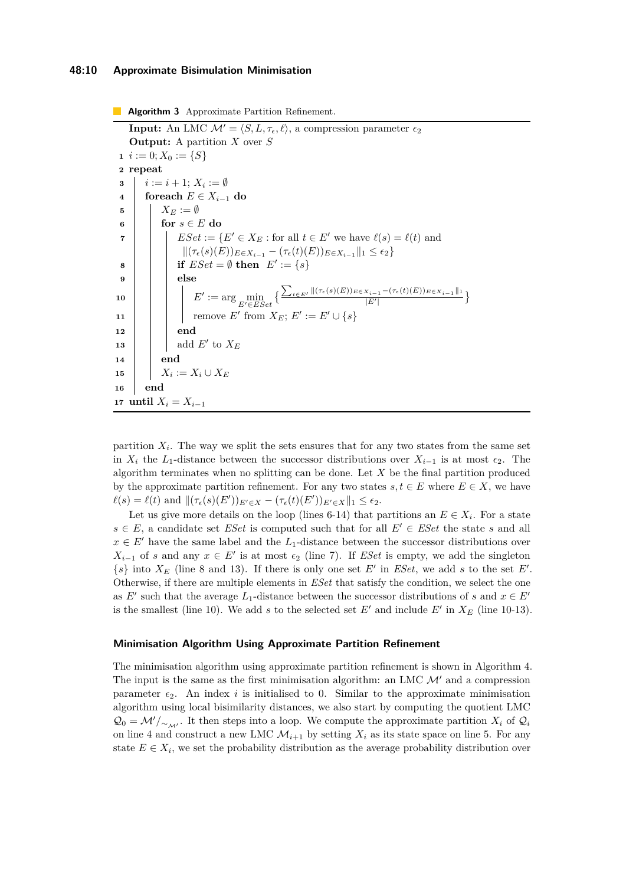**Algorithm 3** Approximate Partition Refinement.

```
    Input: An LMC M' = ⟨S, L, τ_ε, ℓ⟩, a compression parameter ε_2
    Output: A partition X over S
 1  i := 0; X_0 := {S}
 2  repeat
 3  |  i := i + 1; X_i := ∅
 4  |  foreach E ∈ X_{i-1} do
 5  |  |  X_E := ∅
 6  |  |  for s ∈ E do
 7  |  |  |  ESet := {E' ∈ X_E : for all t ∈ E' we have ℓ(s) = ℓ(t) and
    |  |  |      ‖(τ_ε(s)(E))_{E∈X_{i-1}} − (τ_ε(t)(E))_{E∈X_{i-1}}‖_1 ≤ ε_2}
 8  |  |  |  if ESet = ∅ then  E' := {s}
 9  |  |  |  else
10  |  |  |  |  E' := arg min_{E'∈ESet} { Σ_{t∈E'} ‖(τ_ε(s)(E))_{E∈X_{i-1}} − (τ_ε(t)(E))_{E∈X_{i-1}}‖_1 / |E'| }
11  |  |  |  |  remove E' from X_E; E' := E' ∪ {s}
12  |  |  |  end
13  |  |  |  add E' to X_E
14  |  |  end
15  |  |  X_i := X_i ∪ X_E
16  |  end
17  until X_i = X_{i-1}
```

partition $X_i$. The way we split the sets ensures that for any two states from the same set in $X_i$ the $L_1$-distance between the successor distributions over $X_{i-1}$ is at most $\epsilon_2$. The algorithm terminates when no splitting can be done. Let $X$ be the final partition produced by the approximate partition refinement. For any two states $s, t \in E$ where $E \in X$, we have $\ell(s) = \ell(t)$ and $\|(\tau_\epsilon(s)(E'))_{E' \in X} - (\tau_\epsilon(t)(E'))_{E' \in X}\|_1 \leq \epsilon_2$.

Let us give more details on the loop (lines 6-14) that partitions an $E \in X_i$. For a state $s \in E$, a candidate set *ESet* is computed such that for all $E' \in$ *ESet* the state $s$ and all $x \in E'$ have the same label and the $L_1$-distance between the successor distributions over $X_{i-1}$ of $s$ and any $x \in E'$ is at most $\epsilon_2$ (line 7). If *ESet* is empty, we add the singleton $\{s\}$ into $X_E$ (line 8 and 13). If there is only one set $E'$ in *ESet*, we add $s$ to the set $E'$. Otherwise, if there are multiple elements in *ESet* that satisfy the condition, we select the one as $E'$ such that the average $L_1$-distance between the successor distributions of $s$ and $x \in E'$ is the smallest (line 10). We add $s$ to the selected set $E'$ and include $E'$ in $X_E$ (line 10-13).

### Minimisation Algorithm Using Approximate Partition Refinement

The minimisation algorithm using approximate partition refinement is shown in Algorithm 4. The input is the same as the first minimisation algorithm: an LMC $\mathcal{M}'$ and a compression parameter $\epsilon_2$. An index $i$ is initialised to 0. Similar to the approximate minimisation algorithm using local bisimilarity distances, we also start by computing the quotient LMC $\mathcal{Q}_0 = \mathcal{M}'/_{\sim_{\mathcal{M}'}}$. It then steps into a loop. We compute the approximate partition $X_i$ of $\mathcal{Q}_i$ on line 4 and construct a new LMC $\mathcal{M}_{i+1}$ by setting $X_i$ as its state space on line 5. For any state $E \in X_i$, we set the probability distribution as the average probability distribution over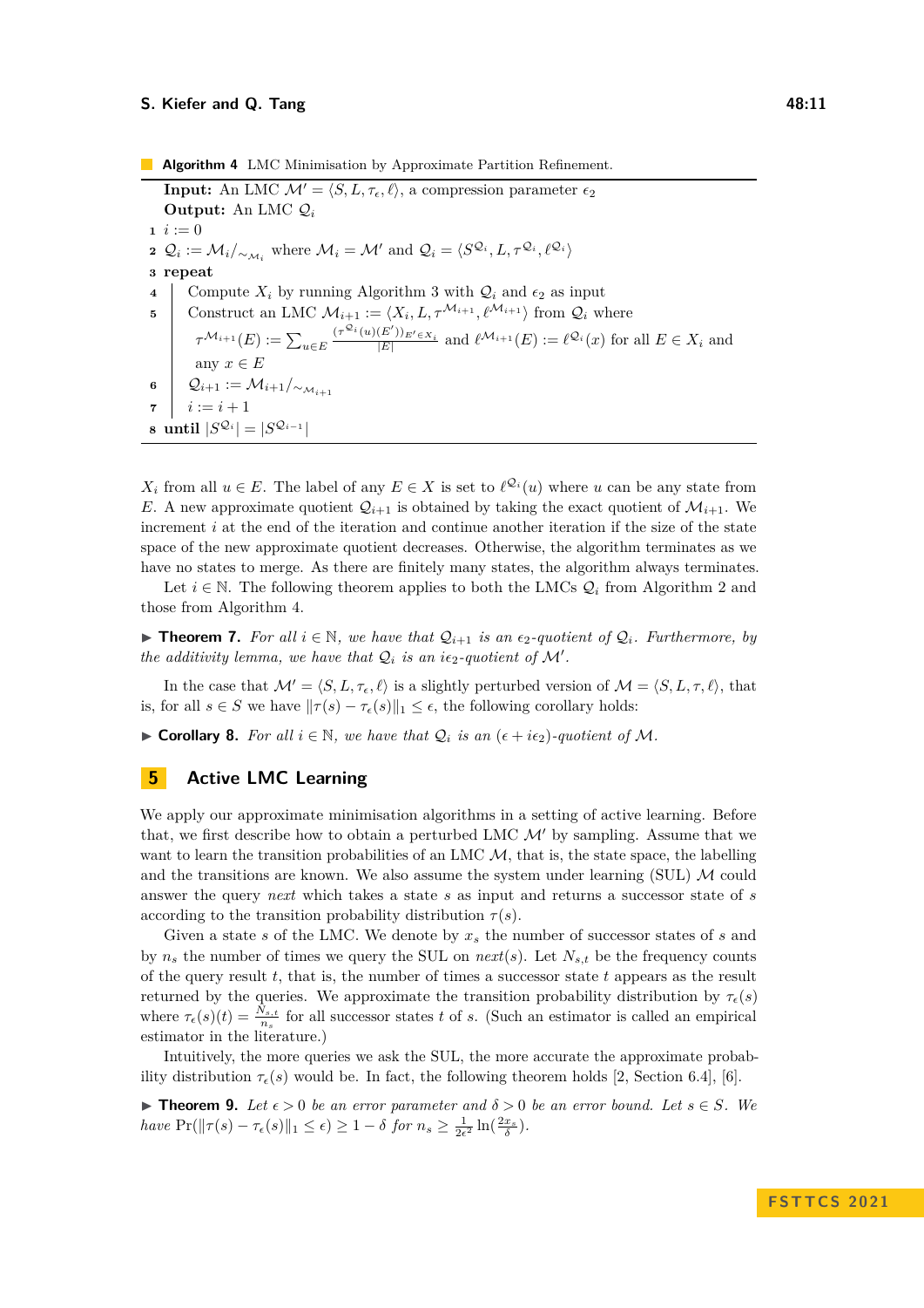**Algorithm 4** LMC Minimisation by Approximate Partition Refinement.

```
Input: An LMC M' = ⟨S, L, τ_ε, ℓ⟩, a compression parameter ε_2
Output: An LMC Q_i
1 i := 0
2 Q_i := M_i/~_{M_i} where M_i = M' and Q_i = ⟨S^{Q_i}, L, τ^{Q_i}, ℓ^{Q_i}⟩
3 repeat
4     Compute X_i by running Algorithm 3 with Q_i and ε_2 as input
5     Construct an LMC M_{i+1} := ⟨X_i, L, τ^{M_{i+1}}, ℓ^{M_{i+1}}⟩ from Q_i where
      τ^{M_{i+1}}(E) := Σ_{u∈E} (τ^{Q_i}(u)(E'))_{E'∈X_i} / |E| and ℓ^{M_{i+1}}(E) := ℓ^{Q_i}(x) for all E ∈ X_i and
      any x ∈ E
6     Q_{i+1} := M_{i+1}/~_{M_{i+1}}
7     i := i + 1
8 until |S^{Q_i}| = |S^{Q_{i-1}}|
```

$X_i$ from all $u \in E$. The label of any $E \in X$ is set to $\ell^{\mathcal{Q}_i}(u)$ where $u$ can be any state from $E$. A new approximate quotient $\mathcal{Q}_{i+1}$ is obtained by taking the exact quotient of $\mathcal{M}_{i+1}$. We increment $i$ at the end of the iteration and continue another iteration if the size of the state space of the new approximate quotient decreases. Otherwise, the algorithm terminates as we have no states to merge. As there are finitely many states, the algorithm always terminates.

Let $i \in \mathbb{N}$. The following theorem applies to both the LMCs $\mathcal{Q}_i$ from Algorithm 2 and those from Algorithm 4.

▶ **Theorem 7.** *For all $i \in \mathbb{N}$, we have that $\mathcal{Q}_{i+1}$ is an $\epsilon_2$-quotient of $\mathcal{Q}_i$. Furthermore, by the additivity lemma, we have that $\mathcal{Q}_i$ is an $i\epsilon_2$-quotient of $\mathcal{M}'$.*

In the case that $\mathcal{M}' = \langle S, L, \tau_\epsilon, \ell \rangle$ is a slightly perturbed version of $\mathcal{M} = \langle S, L, \tau, \ell \rangle$, that is, for all $s \in S$ we have $\|\tau(s) - \tau_\epsilon(s)\|_1 \le \epsilon$, the following corollary holds:

▶ **Corollary 8.** *For all $i \in \mathbb{N}$, we have that $\mathcal{Q}_i$ is an $(\epsilon + i\epsilon_2)$-quotient of $\mathcal{M}$.*

## 5 Active LMC Learning

We apply our approximate minimisation algorithms in a setting of active learning. Before that, we first describe how to obtain a perturbed LMC $\mathcal{M}'$ by sampling. Assume that we want to learn the transition probabilities of an LMC $\mathcal{M}$, that is, the state space, the labelling and the transitions are known. We also assume the system under learning (SUL) $\mathcal{M}$ could answer the query *next* which takes a state $s$ as input and returns a successor state of $s$ according to the transition probability distribution $\tau(s)$.

Given a state $s$ of the LMC. We denote by $x_s$ the number of successor states of $s$ and by $n_s$ the number of times we query the SUL on $next(s)$. Let $N_{s,t}$ be the frequency counts of the query result $t$, that is, the number of times a successor state $t$ appears as the result returned by the queries. We approximate the transition probability distribution by $\tau_\epsilon(s)$ where $\tau_\epsilon(s)(t) = \frac{N_{s,t}}{n_s}$ for all successor states $t$ of $s$. (Such an estimator is called an empirical estimator in the literature.)

Intuitively, the more queries we ask the SUL, the more accurate the approximate probability distribution $\tau_\epsilon(s)$ would be. In fact, the following theorem holds [2, Section 6.4], [6].

▶ **Theorem 9.** *Let $\epsilon > 0$ be an error parameter and $\delta > 0$ be an error bound. Let $s \in S$. We have $\Pr(\|\tau(s) - \tau_\epsilon(s)\|_1 \le \epsilon) \ge 1 - \delta$ for $n_s \ge \frac{1}{2\epsilon^2} \ln(\frac{2x_s}{\delta})$.*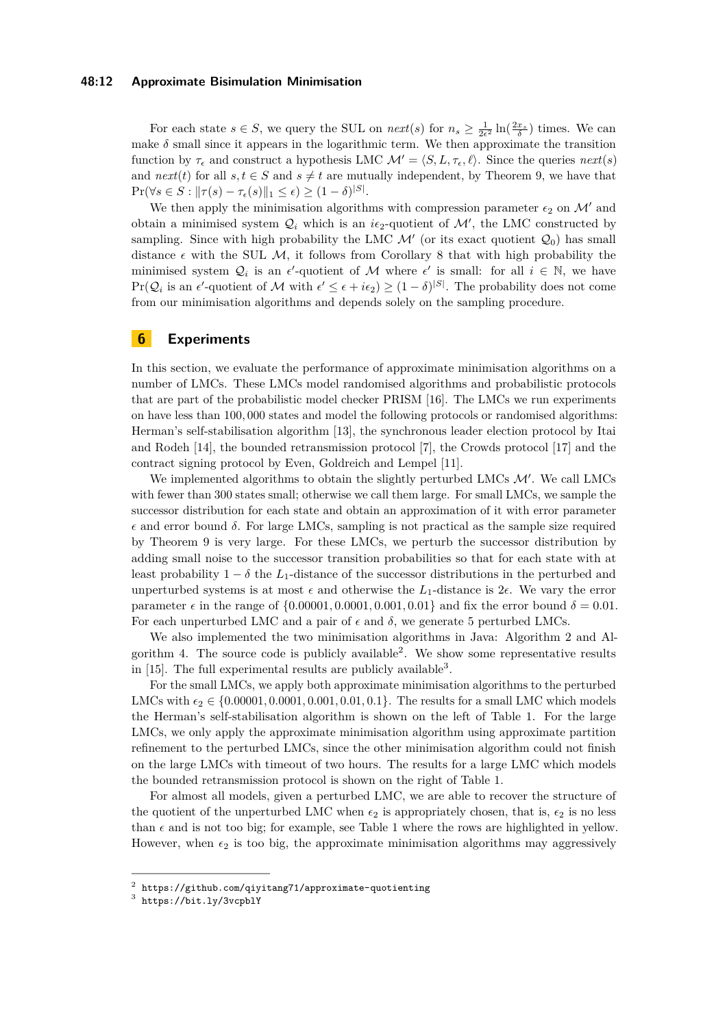For each state $s \in S$, we query the SUL on $next(s)$ for $n_s \geq \frac{1}{2\epsilon^2} \ln(\frac{2x_s}{\delta})$ times. We can make $\delta$ small since it appears in the logarithmic term. We then approximate the transition function by $\tau_\epsilon$ and construct a hypothesis LMC $\mathcal{M}' = \langle S, L, \tau_\epsilon, \ell \rangle$. Since the queries $next(s)$ and $next(t)$ for all $s, t \in S$ and $s \neq t$ are mutually independent, by Theorem 9, we have that $\Pr(\forall s \in S : \|\tau(s) - \tau_\epsilon(s)\|_1 \leq \epsilon) \geq (1 - \delta)^{|S|}$.

We then apply the minimisation algorithms with compression parameter $\epsilon_2$ on $\mathcal{M}'$ and obtain a minimised system $\mathcal{Q}_i$ which is an $i\epsilon_2$-quotient of $\mathcal{M}'$, the LMC constructed by sampling. Since with high probability the LMC $\mathcal{M}'$ (or its exact quotient $\mathcal{Q}_0$) has small distance $\epsilon$ with the SUL $\mathcal{M}$, it follows from Corollary 8 that with high probability the minimised system $\mathcal{Q}_i$ is an $\epsilon'$-quotient of $\mathcal{M}$ where $\epsilon'$ is small: for all $i \in \mathbb{N}$, we have $\Pr(\mathcal{Q}_i \text{ is an } \epsilon'\text{-quotient of } \mathcal{M} \text{ with } \epsilon' \leq \epsilon + i\epsilon_2) \geq (1 - \delta)^{|S|}$. The probability does not come from our minimisation algorithms and depends solely on the sampling procedure.

## 6 Experiments

In this section, we evaluate the performance of approximate minimisation algorithms on a number of LMCs. These LMCs model randomised algorithms and probabilistic protocols that are part of the probabilistic model checker PRISM [16]. The LMCs we run experiments on have less than 100,000 states and model the following protocols or randomised algorithms: Herman's self-stabilisation algorithm [13], the synchronous leader election protocol by Itai and Rodeh [14], the bounded retransmission protocol [7], the Crowds protocol [17] and the contract signing protocol by Even, Goldreich and Lempel [11].

We implemented algorithms to obtain the slightly perturbed LMCs $\mathcal{M}'$. We call LMCs with fewer than 300 states small; otherwise we call them large. For small LMCs, we sample the successor distribution for each state and obtain an approximation of it with error parameter $\epsilon$ and error bound $\delta$. For large LMCs, sampling is not practical as the sample size required by Theorem 9 is very large. For these LMCs, we perturb the successor distribution by adding small noise to the successor transition probabilities so that for each state with at least probability $1 - \delta$ the $L_1$-distance of the successor distributions in the perturbed and unperturbed systems is at most $\epsilon$ and otherwise the $L_1$-distance is $2\epsilon$. We vary the error parameter $\epsilon$ in the range of $\{0.00001, 0.0001, 0.001, 0.01\}$ and fix the error bound $\delta = 0.01$. For each unperturbed LMC and a pair of $\epsilon$ and $\delta$, we generate 5 perturbed LMCs.

We also implemented the two minimisation algorithms in Java: Algorithm 2 and Algorithm 4. The source code is publicly available[2]. We show some representative results in [15]. The full experimental results are publicly available[3].

For the small LMCs, we apply both approximate minimisation algorithms to the perturbed LMCs with $\epsilon_2 \in \{0.00001, 0.0001, 0.001, 0.01, 0.1\}$. The results for a small LMC which models the Herman's self-stabilisation algorithm is shown on the left of Table 1. For the large LMCs, we only apply the approximate minimisation algorithm using approximate partition refinement to the perturbed LMCs, since the other minimisation algorithm could not finish on the large LMCs with timeout of two hours. The results for a large LMC which models the bounded retransmission protocol is shown on the right of Table 1.

For almost all models, given a perturbed LMC, we are able to recover the structure of the quotient of the unperturbed LMC when $\epsilon_2$ is appropriately chosen, that is, $\epsilon_2$ is no less than $\epsilon$ and is not too big; for example, see Table 1 where the rows are highlighted in yellow. However, when $\epsilon_2$ is too big, the approximate minimisation algorithms may aggressively

---

[2] `https://github.com/qiyitang71/approximate-quotienting`

[3] `https://bit.ly/3vcpblY`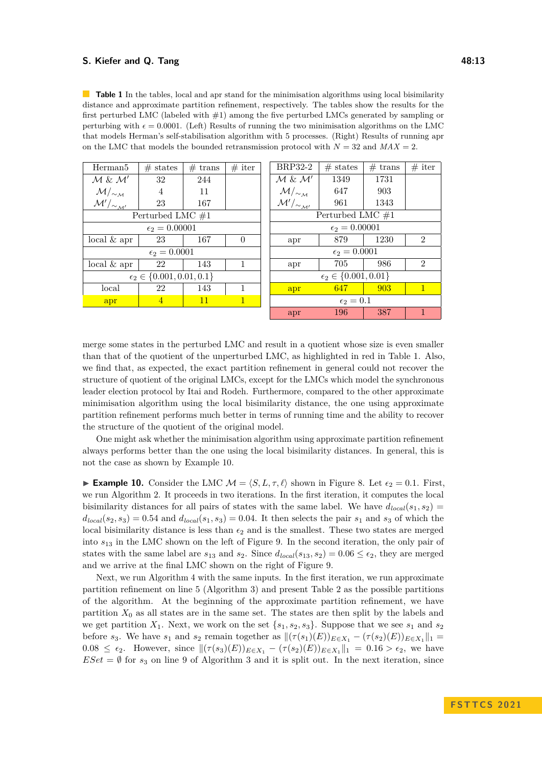**Table 1** In the tables, local and apr stand for the minimisation algorithms using local bisimilarity distance and approximate partition refinement, respectively. The tables show the results for the first perturbed LMC (labeled with #1) among the five perturbed LMCs generated by sampling or perturbing with $\epsilon = 0.0001$. (Left) Results of running the two minimisation algorithms on the LMC that models Herman's self-stabilisation algorithm with 5 processes. (Right) Results of running apr on the LMC that models the bounded retransmission protocol with $N = 32$ and $MAX = 2$.

| Herman5 | # states | # trans | # iter |
|---|---|---|---|
| $\mathcal{M}$ & $\mathcal{M}'$ | 32 | 244 | |
| $\mathcal{M}/_{\sim_{\mathcal{M}}}$ | 4 | 11 | |
| $\mathcal{M}'/_{\sim_{\mathcal{M}'}}$ | 23 | 167 | |
| Perturbed LMC #1 | | | |
| $\epsilon_2 = 0.00001$ | | | |
| local & apr | 23 | 167 | 0 |
| $\epsilon_2 = 0.0001$ | | | |
| local & apr | 22 | 143 | 1 |
| $\epsilon_2 \in \{0.001, 0.01, 0.1\}$ | | | |
| local | 22 | 143 | 1 |
| apr | 4 | 11 | 1 |

| BRP32-2 | # states | # trans | # iter |
|---|---|---|---|
| $\mathcal{M}$ & $\mathcal{M}'$ | 1349 | 1731 | |
| $\mathcal{M}/_{\sim_{\mathcal{M}}}$ | 647 | 903 | |
| $\mathcal{M}'/_{\sim_{\mathcal{M}'}}$ | 961 | 1343 | |
| Perturbed LMC #1 | | | |
| $\epsilon_2 = 0.00001$ | | | |
| apr | 879 | 1230 | 2 |
| $\epsilon_2 = 0.0001$ | | | |
| apr | 705 | 986 | 2 |
| $\epsilon_2 \in \{0.001, 0.01\}$ | | | |
| apr | 647 | 903 | 1 |
| $\epsilon_2 = 0.1$ | | | |
| apr | 196 | 387 | 1 |

merge some states in the perturbed LMC and result in a quotient whose size is even smaller than that of the quotient of the unperturbed LMC, as highlighted in red in Table 1. Also, we find that, as expected, the exact partition refinement in general could not recover the structure of quotient of the original LMCs, except for the LMCs which model the synchronous leader election protocol by Itai and Rodeh. Furthermore, compared to the other approximate minimisation algorithm using the local bisimilarity distance, the one using approximate partition refinement performs much better in terms of running time and the ability to recover the structure of the quotient of the original model.

One might ask whether the minimisation algorithm using approximate partition refinement always performs better than the one using the local bisimilarity distances. In general, this is not the case as shown by Example 10.

▶ **Example 10.** Consider the LMC $\mathcal{M} = \langle S, L, \tau, \ell\rangle$ shown in Figure 8. Let $\epsilon_2 = 0.1$. First, we run Algorithm 2. It proceeds in two iterations. In the first iteration, it computes the local bisimilarity distances for all pairs of states with the same label. We have $d_{local}(s_1, s_2) = d_{local}(s_2, s_3) = 0.54$ and $d_{local}(s_1, s_3) = 0.04$. It then selects the pair $s_1$ and $s_3$ of which the local bisimilarity distance is less than $\epsilon_2$ and is the smallest. These two states are merged into $s_{13}$ in the LMC shown on the left of Figure 9. In the second iteration, the only pair of states with the same label are $s_{13}$ and $s_2$. Since $d_{local}(s_{13}, s_2) = 0.06 \leq \epsilon_2$, they are merged and we arrive at the final LMC shown on the right of Figure 9.

Next, we run Algorithm 4 with the same inputs. In the first iteration, we run approximate partition refinement on line 5 (Algorithm 3) and present Table 2 as the possible partitions of the algorithm. At the beginning of the approximate partition refinement, we have partition $X_0$ as all states are in the same set. The states are then split by the labels and we get partition $X_1$. Next, we work on the set $\{s_1, s_2, s_3\}$. Suppose that we see $s_1$ and $s_2$ before $s_3$. We have $s_1$ and $s_2$ remain together as $\|(\tau(s_1)(E))_{E\in X_1} - (\tau(s_2)(E))_{E\in X_1}\|_1 = 0.08 \leq \epsilon_2$. However, since $\|(\tau(s_3)(E))_{E\in X_1} - (\tau(s_2)(E))_{E\in X_1}\|_1 = 0.16 > \epsilon_2$, we have $ESet = \emptyset$ for $s_3$ on line 9 of Algorithm 3 and it is split out. In the next iteration, since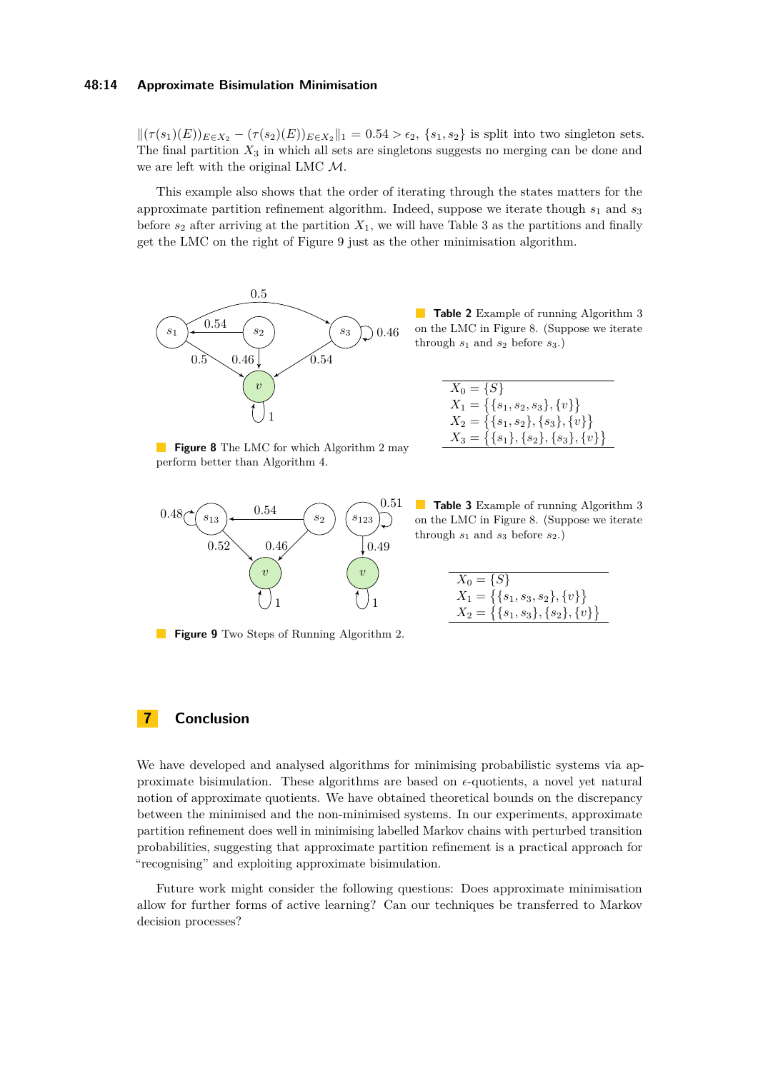$\|(\tau(s_1)(E))_{E\in X_2} - (\tau(s_2)(E))_{E\in X_2}\|_1 = 0.54 > \epsilon_2$, $\{s_1, s_2\}$ is split into two singleton sets. The final partition $X_3$ in which all sets are singletons suggests no merging can be done and we are left with the original LMC $\mathcal{M}$.

This example also shows that the order of iterating through the states matters for the approximate partition refinement algorithm. Indeed, suppose we iterate though $s_1$ and $s_3$ before $s_2$ after arriving at the partition $X_1$, we will have Table 3 as the partitions and finally get the LMC on the right of Figure 9 just as the other minimisation algorithm.

**Figure 8** The LMC for which Algorithm 2 may perform better than Algorithm 4.

**Table 2** Example of running Algorithm 3 on the LMC in Figure 8. (Suppose we iterate through $s_1$ and $s_2$ before $s_3$.)

| |
|---|
| $X_0 = \{S\}$ |
| $X_1 = \{\{s_1, s_2, s_3\}, \{v\}\}$ |
| $X_2 = \{\{s_1, s_2\}, \{s_3\}, \{v\}\}$ |
| $X_3 = \{\{s_1\}, \{s_2\}, \{s_3\}, \{v\}\}$ |

**Figure 9** Two Steps of Running Algorithm 2.

**Table 3** Example of running Algorithm 3 on the LMC in Figure 8. (Suppose we iterate through $s_1$ and $s_3$ before $s_2$.)

| |
|---|
| $X_0 = \{S\}$ |
| $X_1 = \{\{s_1, s_3, s_2\}, \{v\}\}$ |
| $X_2 = \{\{s_1, s_3\}, \{s_2\}, \{v\}\}$ |

## 7 Conclusion

We have developed and analysed algorithms for minimising probabilistic systems via approximate bisimulation. These algorithms are based on $\epsilon$-quotients, a novel yet natural notion of approximate quotients. We have obtained theoretical bounds on the discrepancy between the minimised and the non-minimised systems. In our experiments, approximate partition refinement does well in minimising labelled Markov chains with perturbed transition probabilities, suggesting that approximate partition refinement is a practical approach for "recognising" and exploiting approximate bisimulation.

Future work might consider the following questions: Does approximate minimisation allow for further forms of active learning? Can our techniques be transferred to Markov decision processes?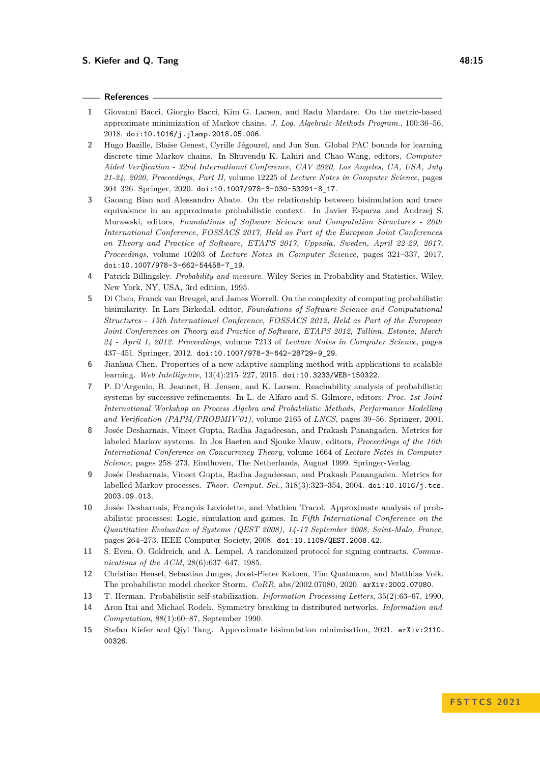## References

1. Giovanni Bacci, Giorgio Bacci, Kim G. Larsen, and Radu Mardare. On the metric-based approximate minimization of Markov chains. *J. Log. Algebraic Methods Program.*, 100:36–56, 2018. doi:10.1016/j.jlamp.2018.05.006.
2. Hugo Bazille, Blaise Genest, Cyrille Jégourel, and Jun Sun. Global PAC bounds for learning discrete time Markov chains. In Shuvendu K. Lahiri and Chao Wang, editors, *Computer Aided Verification - 32nd International Conference, CAV 2020, Los Angeles, CA, USA, July 21-24, 2020, Proceedings, Part II*, volume 12225 of *Lecture Notes in Computer Science*, pages 304–326. Springer, 2020. doi:10.1007/978-3-030-53291-8_17.
3. Gaoang Bian and Alessandro Abate. On the relationship between bisimulation and trace equivalence in an approximate probabilistic context. In Javier Esparza and Andrzej S. Murawski, editors, *Foundations of Software Science and Computation Structures - 20th International Conference, FOSSACS 2017, Held as Part of the European Joint Conferences on Theory and Practice of Software, ETAPS 2017, Uppsala, Sweden, April 22-29, 2017, Proceedings*, volume 10203 of *Lecture Notes in Computer Science*, pages 321–337, 2017. doi:10.1007/978-3-662-54458-7_19.
4. Patrick Billingsley. *Probability and measure*. Wiley Series in Probability and Statistics. Wiley, New York, NY, USA, 3rd edition, 1995.
5. Di Chen, Franck van Breugel, and James Worrell. On the complexity of computing probabilistic bisimilarity. In Lars Birkedal, editor, *Foundations of Software Science and Computational Structures - 15th International Conference, FOSSACS 2012, Held as Part of the European Joint Conferences on Theory and Practice of Software, ETAPS 2012, Tallinn, Estonia, March 24 - April 1, 2012. Proceedings*, volume 7213 of *Lecture Notes in Computer Science*, pages 437–451. Springer, 2012. doi:10.1007/978-3-642-28729-9_29.
6. Jianhua Chen. Properties of a new adaptive sampling method with applications to scalable learning. *Web Intelligence*, 13(4):215–227, 2015. doi:10.3233/WEB-150322.
7. P. D'Argenio, B. Jeannet, H. Jensen, and K. Larsen. Reachability analysis of probabilistic systems by successive refinements. In L. de Alfaro and S. Gilmore, editors, *Proc. 1st Joint International Workshop on Process Algebra and Probabilistic Methods, Performance Modelling and Verification (PAPM/PROBMIV'01)*, volume 2165 of *LNCS*, pages 39–56. Springer, 2001.
8. Josée Desharnais, Vineet Gupta, Radha Jagadeesan, and Prakash Panangaden. Metrics for labeled Markov systems. In Jos Baeten and Sjouke Mauw, editors, *Proceedings of the 10th International Conference on Concurrency Theory*, volume 1664 of *Lecture Notes in Computer Science*, pages 258–273, Eindhoven, The Netherlands, August 1999. Springer-Verlag.
9. Josée Desharnais, Vineet Gupta, Radha Jagadeesan, and Prakash Panangaden. Metrics for labelled Markov processes. *Theor. Comput. Sci.*, 318(3):323–354, 2004. doi:10.1016/j.tcs.2003.09.013.
10. Josée Desharnais, François Laviolette, and Mathieu Tracol. Approximate analysis of probabilistic processes: Logic, simulation and games. In *Fifth International Conference on the Quantitative Evaluaiton of Systems (QEST 2008), 14-17 September 2008, Saint-Malo, France*, pages 264–273. IEEE Computer Society, 2008. doi:10.1109/QEST.2008.42.
11. S. Even, O. Goldreich, and A. Lempel. A randomized protocol for signing contracts. *Communications of the ACM*, 28(6):637–647, 1985.
12. Christian Hensel, Sebastian Junges, Joost-Pieter Katoen, Tim Quatmann, and Matthias Volk. The probabilistic model checker Storm. *CoRR*, abs/2002.07080, 2020. arXiv:2002.07080.
13. T. Herman. Probabilistic self-stabilization. *Information Processing Letters*, 35(2):63–67, 1990.
14. Aron Itai and Michael Rodeh. Symmetry breaking in distributed networks. *Information and Computation*, 88(1):60–87, September 1990.
15. Stefan Kiefer and Qiyi Tang. Approximate bisimulation minimisation, 2021. arXiv:2110.00326.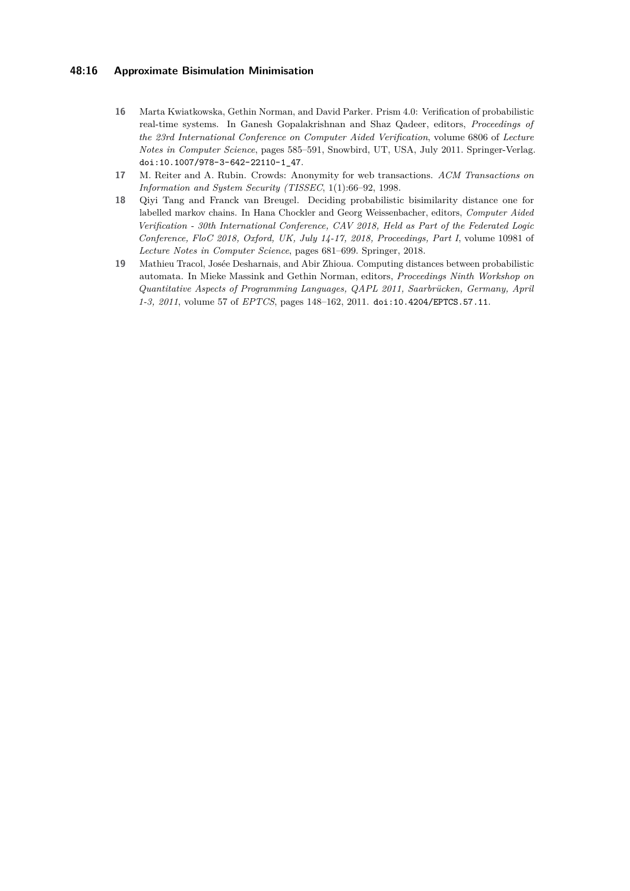16 Marta Kwiatkowska, Gethin Norman, and David Parker. Prism 4.0: Verification of probabilistic real-time systems. In Ganesh Gopalakrishnan and Shaz Qadeer, editors, *Proceedings of the 23rd International Conference on Computer Aided Verification*, volume 6806 of *Lecture Notes in Computer Science*, pages 585–591, Snowbird, UT, USA, July 2011. Springer-Verlag. doi:10.1007/978-3-642-22110-1_47.

17 M. Reiter and A. Rubin. Crowds: Anonymity for web transactions. *ACM Transactions on Information and System Security (TISSEC*, 1(1):66–92, 1998.

18 Qiyi Tang and Franck van Breugel. Deciding probabilistic bisimilarity distance one for labelled markov chains. In Hana Chockler and Georg Weissenbacher, editors, *Computer Aided Verification - 30th International Conference, CAV 2018, Held as Part of the Federated Logic Conference, FloC 2018, Oxford, UK, July 14-17, 2018, Proceedings, Part I*, volume 10981 of *Lecture Notes in Computer Science*, pages 681–699. Springer, 2018.

19 Mathieu Tracol, Josée Desharnais, and Abir Zhioua. Computing distances between probabilistic automata. In Mieke Massink and Gethin Norman, editors, *Proceedings Ninth Workshop on Quantitative Aspects of Programming Languages, QAPL 2011, Saarbrücken, Germany, April 1-3, 2011*, volume 57 of *EPTCS*, pages 148–162, 2011. doi:10.4204/EPTCS.57.11.